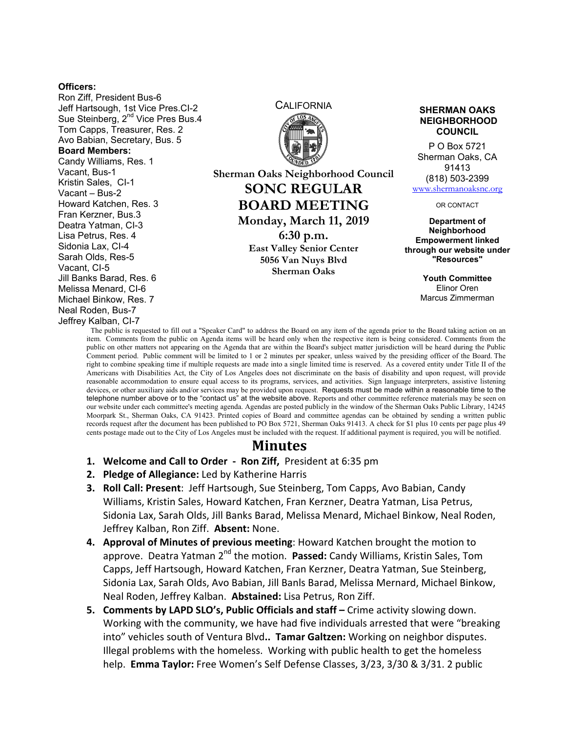**Officers:**
Ron Ziff, President Bus-6
Jeff Hartsough, 1st Vice Pres.CI-2
Sue Steinberg, 2nd Vice Pres Bus.4
Tom Capps, Treasurer, Res. 2
Avo Babian, Secretary, Bus. 5

**Board Members:**
Candy Williams, Res. 1
Vacant, Bus-1
Kristin Sales, CI-1
Vacant – Bus-2
Howard Katchen, Res. 3
Fran Kerzner, Bus.3
Deatra Yatman, CI-3
Lisa Petrus, Res. 4
Sidonia Lax, CI-4
Sarah Olds, Res-5
Vacant, CI-5
Jill Banks Barad, Res. 6
Melissa Menard, CI-6
Michael Binkow, Res. 7
Neal Roden, Bus-7
Jeffrey Kalban, CI-7

CALIFORNIA

**Sherman Oaks Neighborhood Council**

# SONC REGULAR BOARD MEETING

**Monday, March 11, 2019**
**6:30 p.m.**
**East Valley Senior Center**
**5056 Van Nuys Blvd**
**Sherman Oaks**

**SHERMAN OAKS NEIGHBORHOOD COUNCIL**
P O Box 5721
Sherman Oaks, CA 91413
(818) 503-2399
www.shermanoaksnc.org

OR CONTACT

**Department of Neighborhood Empowerment linked through our website under "Resources"**

**Youth Committee**
Elinor Oren
Marcus Zimmerman

The public is requested to fill out a "Speaker Card" to address the Board on any item of the agenda prior to the Board taking action on an item. Comments from the public on Agenda items will be heard only when the respective item is being considered. Comments from the public on other matters not appearing on the Agenda that are within the Board's subject matter jurisdiction will be heard during the Public Comment period. Public comment will be limited to 1 or 2 minutes per speaker, unless waived by the presiding officer of the Board. The right to combine speaking time if multiple requests are made into a single limited time is reserved. As a covered entity under Title II of the Americans with Disabilities Act, the City of Los Angeles does not discriminate on the basis of disability and upon request, will provide reasonable accommodation to ensure equal access to its programs, services, and activities. Sign language interpreters, assistive listening devices, or other auxiliary aids and/or services may be provided upon request. Requests must be made within a reasonable time to the telephone number above or to the "contact us" at the website above. Reports and other committee reference materials may be seen on our website under each committee's meeting agenda. Agendas are posted publicly in the window of the Sherman Oaks Public Library, 14245 Moorpark St., Sherman Oaks, CA 91423. Printed copies of Board and committee agendas can be obtained by sending a written public records request after the document has been published to PO Box 5721, Sherman Oaks 91413. A check for $1 plus 10 cents per page plus 49 cents postage made out to the City of Los Angeles must be included with the request. If additional payment is required, you will be notified.

## Minutes

1. **Welcome and Call to Order - Ron Ziff,** President at 6:35 pm
2. **Pledge of Allegiance:** Led by Katherine Harris
3. **Roll Call: Present**: Jeff Hartsough, Sue Steinberg, Tom Capps, Avo Babian, Candy Williams, Kristin Sales, Howard Katchen, Fran Kerzner, Deatra Yatman, Lisa Petrus, Sidonia Lax, Sarah Olds, Jill Banks Barad, Melissa Menard, Michael Binkow, Neal Roden, Jeffrey Kalban, Ron Ziff. **Absent:** None.
4. **Approval of Minutes of previous meeting**: Howard Katchen brought the motion to approve. Deatra Yatman 2nd the motion. **Passed:** Candy Williams, Kristin Sales, Tom Capps, Jeff Hartsough, Howard Katchen, Fran Kerzner, Deatra Yatman, Sue Steinberg, Sidonia Lax, Sarah Olds, Avo Babian, Jill Banls Barad, Melissa Mernard, Michael Binkow, Neal Roden, Jeffrey Kalban. **Abstained:** Lisa Petrus, Ron Ziff.
5. **Comments by LAPD SLO's, Public Officials and staff –** Crime activity slowing down. Working with the community, we have had five individuals arrested that were "breaking into" vehicles south of Ventura Blvd**.. Tamar Galtzen:** Working on neighbor disputes. Illegal problems with the homeless. Working with public health to get the homeless help. **Emma Taylor:** Free Women's Self Defense Classes, 3/23, 3/30 & 3/31. 2 public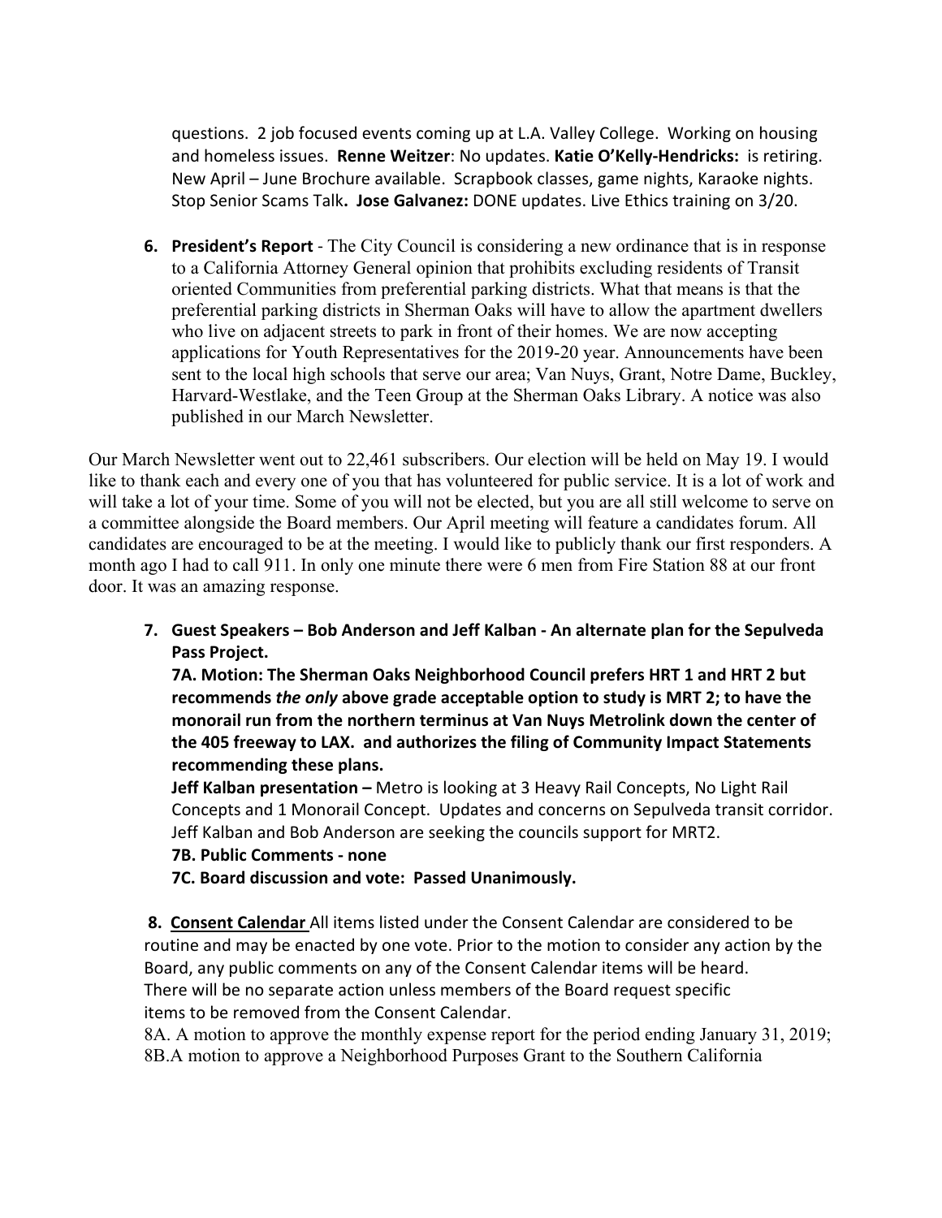questions. 2 job focused events coming up at L.A. Valley College. Working on housing and homeless issues. **Renne Weitzer**: No updates. **Katie O'Kelly-Hendricks:** is retiring. New April – June Brochure available. Scrapbook classes, game nights, Karaoke nights. Stop Senior Scams Talk**. Jose Galvanez:** DONE updates. Live Ethics training on 3/20.

6. **President's Report** - The City Council is considering a new ordinance that is in response to a California Attorney General opinion that prohibits excluding residents of Transit oriented Communities from preferential parking districts. What that means is that the preferential parking districts in Sherman Oaks will have to allow the apartment dwellers who live on adjacent streets to park in front of their homes. We are now accepting applications for Youth Representatives for the 2019-20 year. Announcements have been sent to the local high schools that serve our area; Van Nuys, Grant, Notre Dame, Buckley, Harvard-Westlake, and the Teen Group at the Sherman Oaks Library. A notice was also published in our March Newsletter.

Our March Newsletter went out to 22,461 subscribers. Our election will be held on May 19. I would like to thank each and every one of you that has volunteered for public service. It is a lot of work and will take a lot of your time. Some of you will not be elected, but you are all still welcome to serve on a committee alongside the Board members. Our April meeting will feature a candidates forum. All candidates are encouraged to be at the meeting. I would like to publicly thank our first responders. A month ago I had to call 911. In only one minute there were 6 men from Fire Station 88 at our front door. It was an amazing response.

7. **Guest Speakers – Bob Anderson and Jeff Kalban - An alternate plan for the Sepulveda Pass Project.**

   **7A. Motion: The Sherman Oaks Neighborhood Council prefers HRT 1 and HRT 2 but recommends *the only* above grade acceptable option to study is MRT 2; to have the monorail run from the northern terminus at Van Nuys Metrolink down the center of the 405 freeway to LAX. and authorizes the filing of Community Impact Statements recommending these plans.**

   **Jeff Kalban presentation –** Metro is looking at 3 Heavy Rail Concepts, No Light Rail Concepts and 1 Monorail Concept. Updates and concerns on Sepulveda transit corridor. Jeff Kalban and Bob Anderson are seeking the councils support for MRT2.

   **7B. Public Comments - none**

   **7C. Board discussion and vote: Passed Unanimously.**

8. **Consent Calendar** All items listed under the Consent Calendar are considered to be routine and may be enacted by one vote. Prior to the motion to consider any action by the Board, any public comments on any of the Consent Calendar items will be heard. There will be no separate action unless members of the Board request specific items to be removed from the Consent Calendar.

8A. A motion to approve the monthly expense report for the period ending January 31, 2019;
8B.A motion to approve a Neighborhood Purposes Grant to the Southern California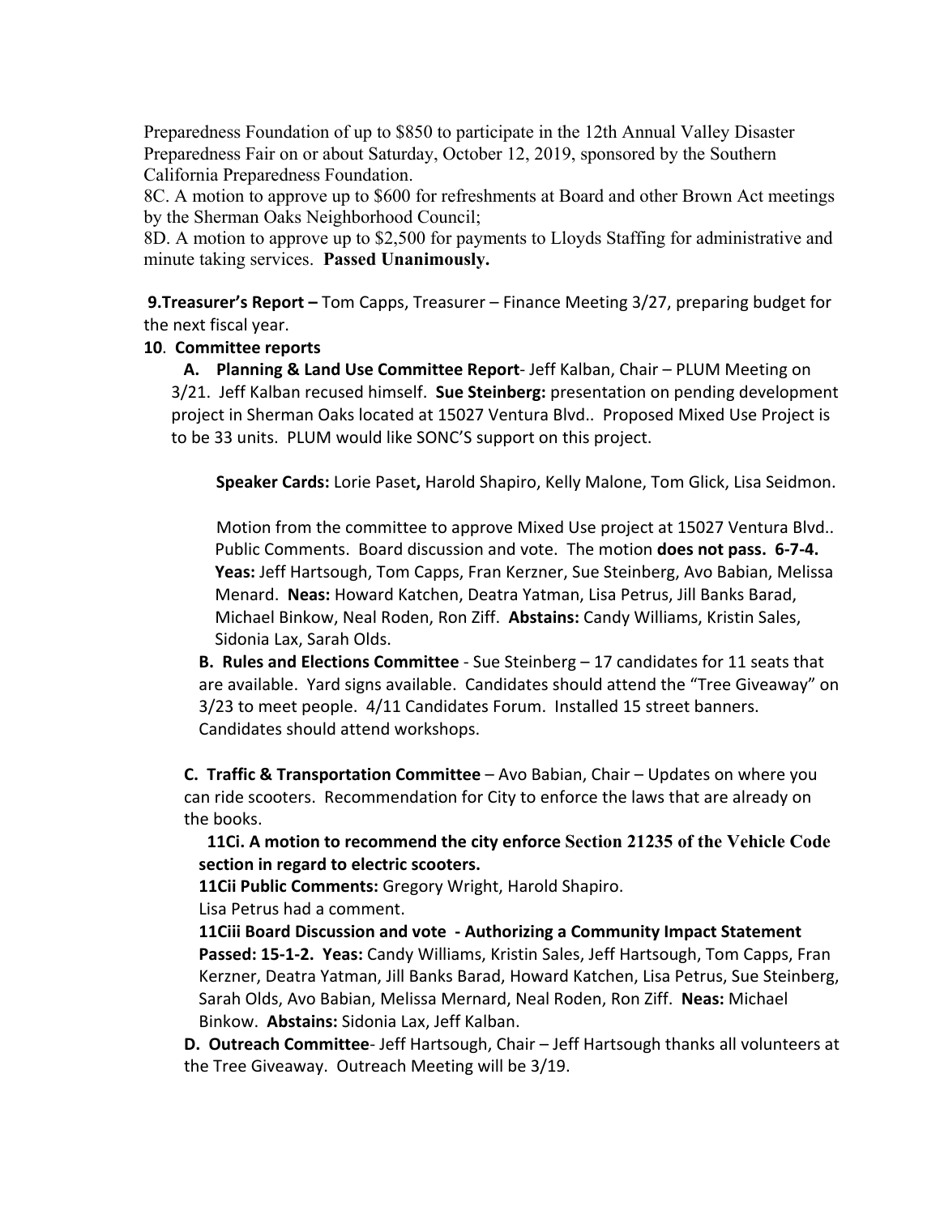Preparedness Foundation of up to $850 to participate in the 12th Annual Valley Disaster Preparedness Fair on or about Saturday, October 12, 2019, sponsored by the Southern California Preparedness Foundation.

8C. A motion to approve up to $600 for refreshments at Board and other Brown Act meetings by the Sherman Oaks Neighborhood Council;

8D. A motion to approve up to $2,500 for payments to Lloyds Staffing for administrative and minute taking services. **Passed Unanimously.**

**9.Treasurer's Report –** Tom Capps, Treasurer – Finance Meeting 3/27, preparing budget for the next fiscal year.

**10**. **Committee reports**

**A. Planning & Land Use Committee Report**- Jeff Kalban, Chair – PLUM Meeting on 3/21. Jeff Kalban recused himself. **Sue Steinberg:** presentation on pending development project in Sherman Oaks located at 15027 Ventura Blvd.. Proposed Mixed Use Project is to be 33 units. PLUM would like SONC'S support on this project.

**Speaker Cards:** Lorie Paset**,** Harold Shapiro, Kelly Malone, Tom Glick, Lisa Seidmon.

Motion from the committee to approve Mixed Use project at 15027 Ventura Blvd.. Public Comments. Board discussion and vote. The motion **does not pass. 6-7-4. Yeas:** Jeff Hartsough, Tom Capps, Fran Kerzner, Sue Steinberg, Avo Babian, Melissa Menard. **Neas:** Howard Katchen, Deatra Yatman, Lisa Petrus, Jill Banks Barad, Michael Binkow, Neal Roden, Ron Ziff. **Abstains:** Candy Williams, Kristin Sales, Sidonia Lax, Sarah Olds.

**B. Rules and Elections Committee** - Sue Steinberg – 17 candidates for 11 seats that are available. Yard signs available. Candidates should attend the "Tree Giveaway" on 3/23 to meet people. 4/11 Candidates Forum. Installed 15 street banners. Candidates should attend workshops.

**C. Traffic & Transportation Committee** – Avo Babian, Chair – Updates on where you can ride scooters. Recommendation for City to enforce the laws that are already on the books.

**11Ci. A motion to recommend the city enforce Section 21235 of the Vehicle Code section in regard to electric scooters.**

**11Cii Public Comments:** Gregory Wright, Harold Shapiro.

Lisa Petrus had a comment.

**11Ciii Board Discussion and vote - Authorizing a Community Impact Statement Passed: 15-1-2. Yeas:** Candy Williams, Kristin Sales, Jeff Hartsough, Tom Capps, Fran Kerzner, Deatra Yatman, Jill Banks Barad, Howard Katchen, Lisa Petrus, Sue Steinberg, Sarah Olds, Avo Babian, Melissa Mernard, Neal Roden, Ron Ziff. **Neas:** Michael Binkow. **Abstains:** Sidonia Lax, Jeff Kalban.

**D. Outreach Committee**- Jeff Hartsough, Chair – Jeff Hartsough thanks all volunteers at the Tree Giveaway. Outreach Meeting will be 3/19.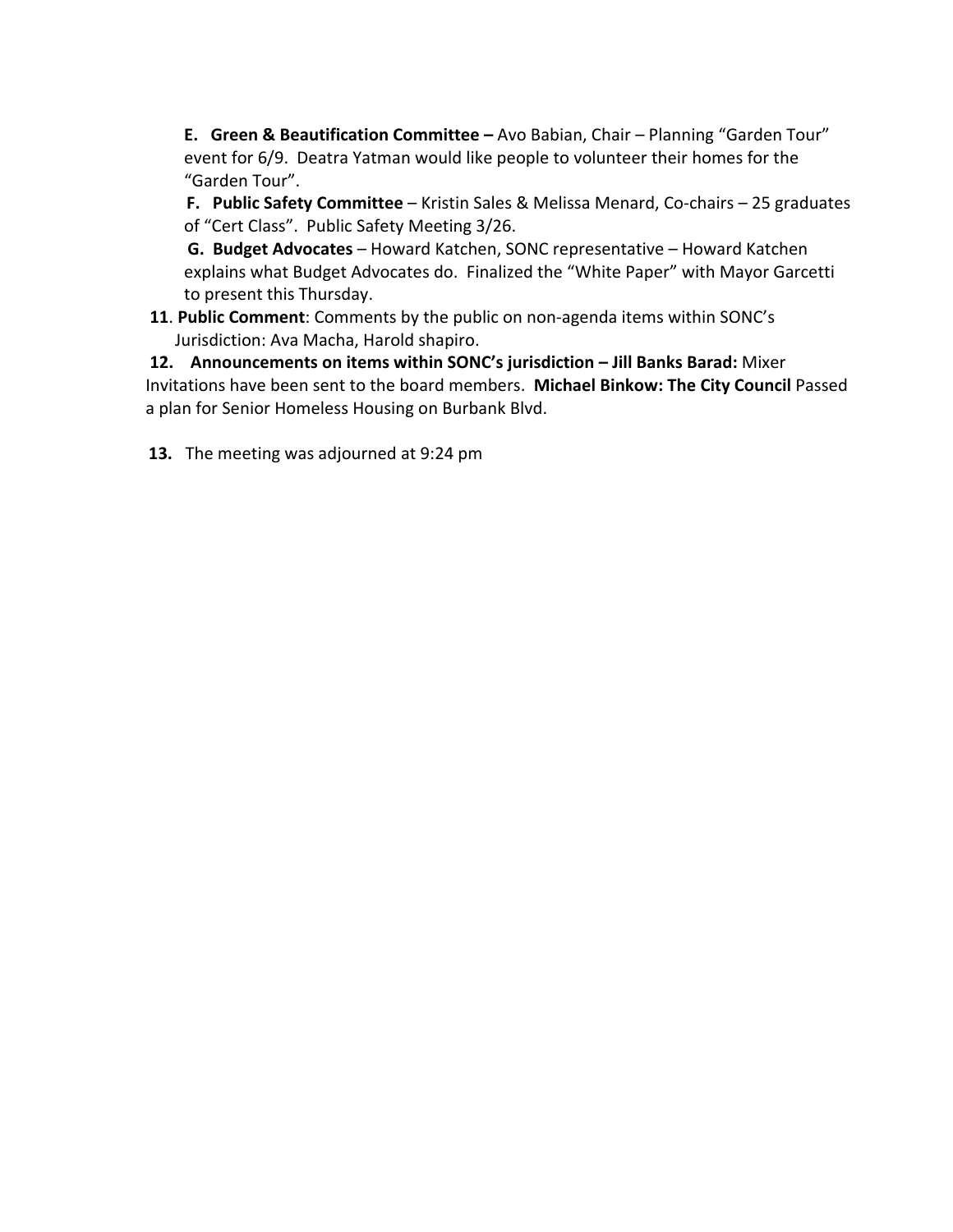**E. Green & Beautification Committee –** Avo Babian, Chair – Planning "Garden Tour" event for 6/9. Deatra Yatman would like people to volunteer their homes for the "Garden Tour".

**F. Public Safety Committee** – Kristin Sales & Melissa Menard, Co-chairs – 25 graduates of "Cert Class". Public Safety Meeting 3/26.

**G. Budget Advocates** – Howard Katchen, SONC representative – Howard Katchen explains what Budget Advocates do. Finalized the "White Paper" with Mayor Garcetti to present this Thursday.

**11**. **Public Comment**: Comments by the public on non-agenda items within SONC's Jurisdiction: Ava Macha, Harold shapiro.

**12. Announcements on items within SONC's jurisdiction – Jill Banks Barad:** Mixer Invitations have been sent to the board members. **Michael Binkow: The City Council** Passed a plan for Senior Homeless Housing on Burbank Blvd.

**13.** The meeting was adjourned at 9:24 pm